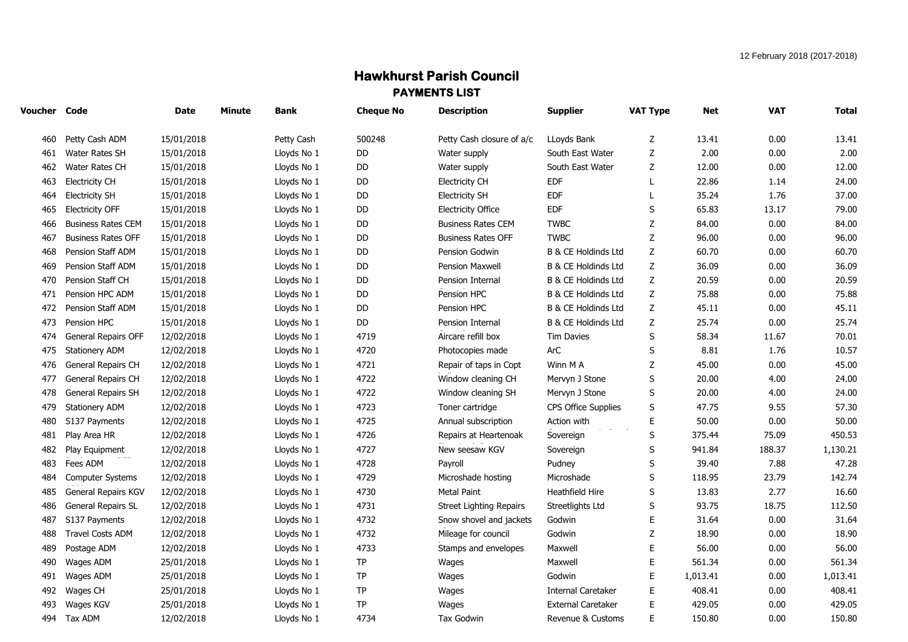12 February 2018 (2017-2018)

# Hawkhurst Parish Council

## PAYMENTS LIST

| Voucher | Code | Date | Minute | Bank | Cheque No | Description | Supplier | VAT Type | Net | VAT | Total |
|---|---|---|---|---|---|---|---|---|---|---|---|
| 460 | Petty Cash ADM | 15/01/2018 | | Petty Cash | 500248 | Petty Cash closure of a/c | LLoyds Bank | Z | 13.41 | 0.00 | 13.41 |
| 461 | Water Rates SH | 15/01/2018 | | Lloyds No 1 | DD | Water supply | South East Water | Z | 2.00 | 0.00 | 2.00 |
| 462 | Water Rates CH | 15/01/2018 | | Lloyds No 1 | DD | Water supply | South East Water | Z | 12.00 | 0.00 | 12.00 |
| 463 | Electricity CH | 15/01/2018 | | Lloyds No 1 | DD | Electricity CH | EDF | L | 22.86 | 1.14 | 24.00 |
| 464 | Electricity SH | 15/01/2018 | | Lloyds No 1 | DD | Electricity SH | EDF | L | 35.24 | 1.76 | 37.00 |
| 465 | Electricity OFF | 15/01/2018 | | Lloyds No 1 | DD | Electricity Office | EDF | S | 65.83 | 13.17 | 79.00 |
| 466 | Business Rates CEM | 15/01/2018 | | Lloyds No 1 | DD | Business Rates CEM | TWBC | Z | 84.00 | 0.00 | 84.00 |
| 467 | Business Rates OFF | 15/01/2018 | | Lloyds No 1 | DD | Business Rates OFF | TWBC | Z | 96.00 | 0.00 | 96.00 |
| 468 | Pension Staff ADM | 15/01/2018 | | Lloyds No 1 | DD | Pension Godwin | B & CE Holdinds Ltd | Z | 60.70 | 0.00 | 60.70 |
| 469 | Pension Staff ADM | 15/01/2018 | | Lloyds No 1 | DD | Pension Maxwell | B & CE Holdinds Ltd | Z | 36.09 | 0.00 | 36.09 |
| 470 | Pension Staff CH | 15/01/2018 | | Lloyds No 1 | DD | Pension Internal | B & CE Holdinds Ltd | Z | 20.59 | 0.00 | 20.59 |
| 471 | Pension HPC ADM | 15/01/2018 | | Lloyds No 1 | DD | Pension HPC | B & CE Holdinds Ltd | Z | 75.88 | 0.00 | 75.88 |
| 472 | Pension Staff ADM | 15/01/2018 | | Lloyds No 1 | DD | Pension HPC | B & CE Holdinds Ltd | Z | 45.11 | 0.00 | 45.11 |
| 473 | Pension HPC | 15/01/2018 | | Lloyds No 1 | DD | Pension Internal | B & CE Holdinds Ltd | Z | 25.74 | 0.00 | 25.74 |
| 474 | General Repairs OFF | 12/02/2018 | | Lloyds No 1 | 4719 | Aircare refill box | Tim Davies | S | 58.34 | 11.67 | 70.01 |
| 475 | Stationery ADM | 12/02/2018 | | Lloyds No 1 | 4720 | Photocopies made | ArC | S | 8.81 | 1.76 | 10.57 |
| 476 | General Repairs CH | 12/02/2018 | | Lloyds No 1 | 4721 | Repair of taps in Copt | Winn M A | Z | 45.00 | 0.00 | 45.00 |
| 477 | General Repairs CH | 12/02/2018 | | Lloyds No 1 | 4722 | Window cleaning CH | Mervyn J Stone | S | 20.00 | 4.00 | 24.00 |
| 478 | General Repairs SH | 12/02/2018 | | Lloyds No 1 | 4722 | Window cleaning SH | Mervyn J Stone | S | 20.00 | 4.00 | 24.00 |
| 479 | Stationery ADM | 12/02/2018 | | Lloyds No 1 | 4723 | Toner cartridge | CPS Office Supplies | S | 47.75 | 9.55 | 57.30 |
| 480 | S137 Payments | 12/02/2018 | | Lloyds No 1 | 4725 | Annual subscription | Action with | E | 50.00 | 0.00 | 50.00 |
| 481 | Play Area HR | 12/02/2018 | | Lloyds No 1 | 4726 | Repairs at Heartenoak | Sovereign | S | 375.44 | 75.09 | 450.53 |
| 482 | Play Equipment | 12/02/2018 | | Lloyds No 1 | 4727 | New seesaw KGV | Sovereign | S | 941.84 | 188.37 | 1,130.21 |
| 483 | Fees ADM | 12/02/2018 | | Lloyds No 1 | 4728 | Payroll | Pudney | S | 39.40 | 7.88 | 47.28 |
| 484 | Computer Systems | 12/02/2018 | | Lloyds No 1 | 4729 | Microshade hosting | Microshade | S | 118.95 | 23.79 | 142.74 |
| 485 | General Repairs KGV | 12/02/2018 | | Lloyds No 1 | 4730 | Metal Paint | Heathfield Hire | S | 13.83 | 2.77 | 16.60 |
| 486 | General Repairs SL | 12/02/2018 | | Lloyds No 1 | 4731 | Street Lighting Repairs | Streetlights Ltd | S | 93.75 | 18.75 | 112.50 |
| 487 | S137 Payments | 12/02/2018 | | Lloyds No 1 | 4732 | Snow shovel and jackets | Godwin | E | 31.64 | 0.00 | 31.64 |
| 488 | Travel Costs ADM | 12/02/2018 | | Lloyds No 1 | 4732 | Mileage for council | Godwin | Z | 18.90 | 0.00 | 18.90 |
| 489 | Postage ADM | 12/02/2018 | | Lloyds No 1 | 4733 | Stamps and envelopes | Maxwell | E | 56.00 | 0.00 | 56.00 |
| 490 | Wages ADM | 25/01/2018 | | Lloyds No 1 | TP | Wages | Maxwell | E | 561.34 | 0.00 | 561.34 |
| 491 | Wages ADM | 25/01/2018 | | Lloyds No 1 | TP | Wages | Godwin | E | 1,013.41 | 0.00 | 1,013.41 |
| 492 | Wages CH | 25/01/2018 | | Lloyds No 1 | TP | Wages | Internal Caretaker | E | 408.41 | 0.00 | 408.41 |
| 493 | Wages KGV | 25/01/2018 | | Lloyds No 1 | TP | Wages | External Caretaker | E | 429.05 | 0.00 | 429.05 |
| 494 | Tax ADM | 12/02/2018 | | Lloyds No 1 | 4734 | Tax Godwin | Revenue & Customs | E | 150.80 | 0.00 | 150.80 |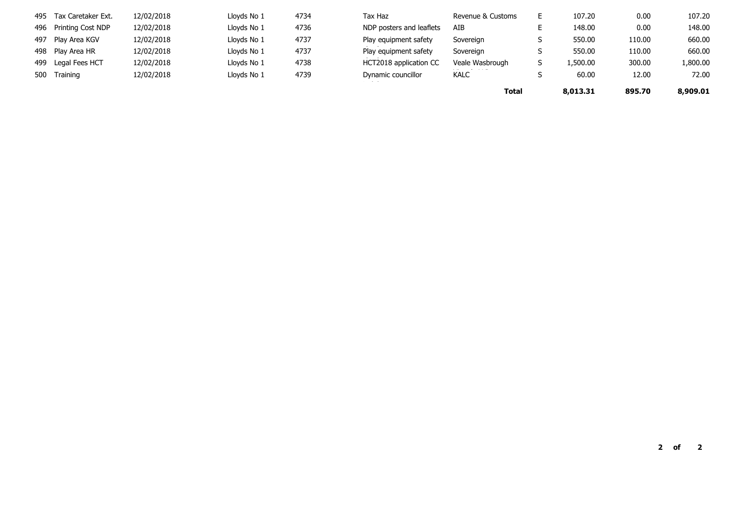| | | | | | | | | | | |
|---|---|---|---|---|---|---|---|---|---|---|
| 495 | Tax Caretaker Ext. | 12/02/2018 | Lloyds No 1 | 4734 | Tax Haz | Revenue & Customs | E | 107.20 | 0.00 | 107.20 |
| 496 | Printing Cost NDP | 12/02/2018 | Lloyds No 1 | 4736 | NDP posters and leaflets | AIB | E | 148.00 | 0.00 | 148.00 |
| 497 | Play Area KGV | 12/02/2018 | Lloyds No 1 | 4737 | Play equipment safety | Sovereign | S | 550.00 | 110.00 | 660.00 |
| 498 | Play Area HR | 12/02/2018 | Lloyds No 1 | 4737 | Play equipment safety | Sovereign | S | 550.00 | 110.00 | 660.00 |
| 499 | Legal Fees HCT | 12/02/2018 | Lloyds No 1 | 4738 | HCT2018 application CC | Veale Wasbrough | S | 1,500.00 | 300.00 | 1,800.00 |
| 500 | Training | 12/02/2018 | Lloyds No 1 | 4739 | Dynamic councillor | KALC | S | 60.00 | 12.00 | 72.00 |
| | | | | | | **Total** | | **8,013.31** | **895.70** | **8,909.01** |